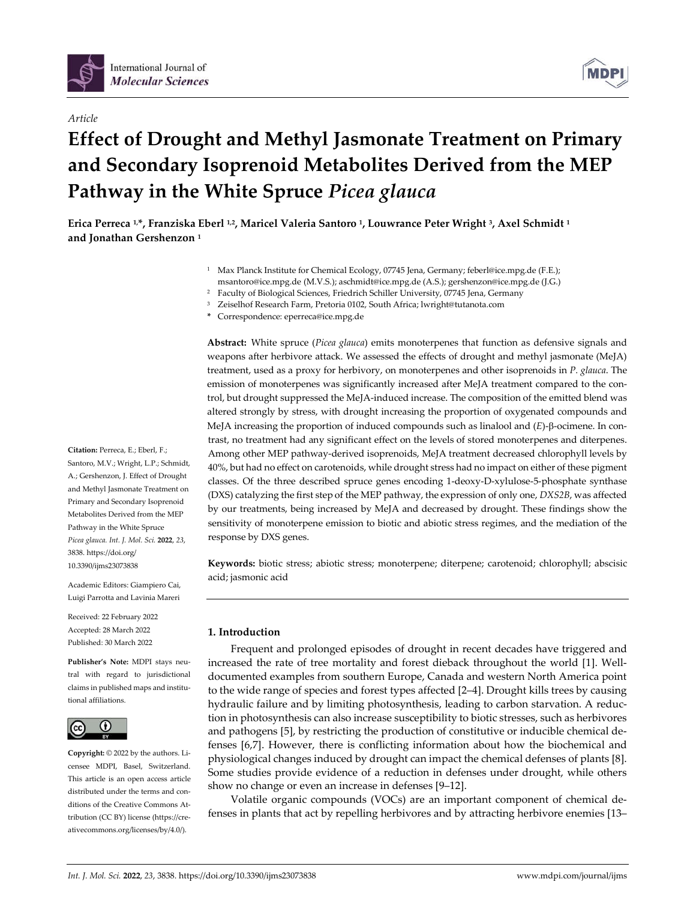*Article*

# Effect of Drought and Methyl Jasmonate Treatment on Primary and Secondary Isoprenoid Metabolites Derived from the MEP Pathway in the White Spruce *Picea glauca*

**Erica Perreca [1,*], Franziska Eberl [1,2], Maricel Valeria Santoro [1], Louwrance Peter Wright [3], Axel Schmidt [1] and Jonathan Gershenzon [1]**

[1] Max Planck Institute for Chemical Ecology, 07745 Jena, Germany; feberl@ice.mpg.de (F.E.); msantoro@ice.mpg.de (M.V.S.); aschmidt@ice.mpg.de (A.S.); gershenzon@ice.mpg.de (J.G.)

[2] Faculty of Biological Sciences, Friedrich Schiller University, 07745 Jena, Germany

[3] Zeiselhof Research Farm, Pretoria 0102, South Africa; lwright@tutanota.com

\* Correspondence: eperreca@ice.mpg.de

**Abstract:** White spruce (*Picea glauca*) emits monoterpenes that function as defensive signals and weapons after herbivore attack. We assessed the effects of drought and methyl jasmonate (MeJA) treatment, used as a proxy for herbivory, on monoterpenes and other isoprenoids in *P. glauca*. The emission of monoterpenes was significantly increased after MeJA treatment compared to the control, but drought suppressed the MeJA-induced increase. The composition of the emitted blend was altered strongly by stress, with drought increasing the proportion of oxygenated compounds and MeJA increasing the proportion of induced compounds such as linalool and (*E*)-β-ocimene. In contrast, no treatment had any significant effect on the levels of stored monoterpenes and diterpenes. Among other MEP pathway-derived isoprenoids, MeJA treatment decreased chlorophyll levels by 40%, but had no effect on carotenoids, while drought stress had no impact on either of these pigment classes. Of the three described spruce genes encoding 1-deoxy-D-xylulose-5-phosphate synthase (DXS) catalyzing the first step of the MEP pathway, the expression of only one, *DXS2B*, was affected by our treatments, being increased by MeJA and decreased by drought. These findings show the sensitivity of monoterpene emission to biotic and abiotic stress regimes, and the mediation of the response by DXS genes.

**Keywords:** biotic stress; abiotic stress; monoterpene; diterpene; carotenoid; chlorophyll; abscisic acid; jasmonic acid

**Citation:** Perreca, E.; Eberl, F.; Santoro, M.V.; Wright, L.P.; Schmidt, A.; Gershenzon, J. Effect of Drought and Methyl Jasmonate Treatment on Primary and Secondary Isoprenoid Metabolites Derived from the MEP Pathway in the White Spruce *Picea glauca*. *Int. J. Mol. Sci.* **2022**, *23*, 3838. https://doi.org/10.3390/ijms23073838

Academic Editors: Giampiero Cai, Luigi Parrotta and Lavinia Mareri

Received: 22 February 2022
Accepted: 28 March 2022
Published: 30 March 2022

**Publisher's Note:** MDPI stays neutral with regard to jurisdictional claims in published maps and institutional affiliations.

**Copyright:** © 2022 by the authors. Licensee MDPI, Basel, Switzerland. This article is an open access article distributed under the terms and conditions of the Creative Commons Attribution (CC BY) license (https://creativecommons.org/licenses/by/4.0/).

## 1. Introduction

Frequent and prolonged episodes of drought in recent decades have triggered and increased the rate of tree mortality and forest dieback throughout the world [1]. Well-documented examples from southern Europe, Canada and western North America point to the wide range of species and forest types affected [2–4]. Drought kills trees by causing hydraulic failure and by limiting photosynthesis, leading to carbon starvation. A reduction in photosynthesis can also increase susceptibility to biotic stresses, such as herbivores and pathogens [5], by restricting the production of constitutive or inducible chemical defenses [6,7]. However, there is conflicting information about how the biochemical and physiological changes induced by drought can impact the chemical defenses of plants [8]. Some studies provide evidence of a reduction in defenses under drought, while others show no change or even an increase in defenses [9–12].

Volatile organic compounds (VOCs) are an important component of chemical defenses in plants that act by repelling herbivores and by attracting herbivore enemies [13–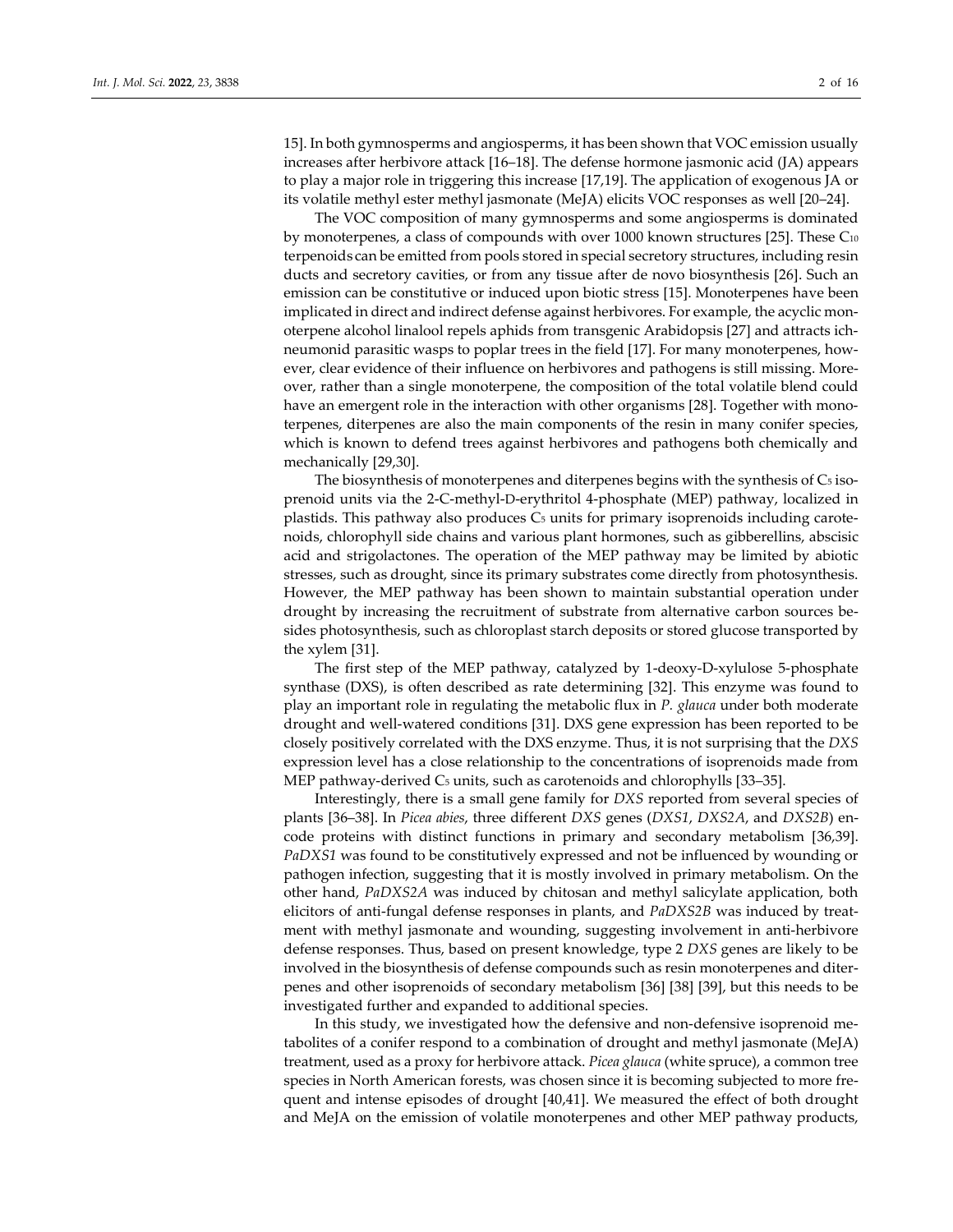15]. In both gymnosperms and angiosperms, it has been shown that VOC emission usually increases after herbivore attack [16–18]. The defense hormone jasmonic acid (JA) appears to play a major role in triggering this increase [17,19]. The application of exogenous JA or its volatile methyl ester methyl jasmonate (MeJA) elicits VOC responses as well [20–24].

The VOC composition of many gymnosperms and some angiosperms is dominated by monoterpenes, a class of compounds with over 1000 known structures [25]. These $C_{10}$ terpenoids can be emitted from pools stored in special secretory structures, including resin ducts and secretory cavities, or from any tissue after de novo biosynthesis [26]. Such an emission can be constitutive or induced upon biotic stress [15]. Monoterpenes have been implicated in direct and indirect defense against herbivores. For example, the acyclic monoterpene alcohol linalool repels aphids from transgenic Arabidopsis [27] and attracts ichneumonid parasitic wasps to poplar trees in the field [17]. For many monoterpenes, however, clear evidence of their influence on herbivores and pathogens is still missing. Moreover, rather than a single monoterpene, the composition of the total volatile blend could have an emergent role in the interaction with other organisms [28]. Together with monoterpenes, diterpenes are also the main components of the resin in many conifer species, which is known to defend trees against herbivores and pathogens both chemically and mechanically [29,30].

The biosynthesis of monoterpenes and diterpenes begins with the synthesis of $C_5$ isoprenoid units via the 2-C-methyl-D-erythritol 4-phosphate (MEP) pathway, localized in plastids. This pathway also produces $C_5$ units for primary isoprenoids including carotenoids, chlorophyll side chains and various plant hormones, such as gibberellins, abscisic acid and strigolactones. The operation of the MEP pathway may be limited by abiotic stresses, such as drought, since its primary substrates come directly from photosynthesis. However, the MEP pathway has been shown to maintain substantial operation under drought by increasing the recruitment of substrate from alternative carbon sources besides photosynthesis, such as chloroplast starch deposits or stored glucose transported by the xylem [31].

The first step of the MEP pathway, catalyzed by 1-deoxy-D-xylulose 5-phosphate synthase (DXS), is often described as rate determining [32]. This enzyme was found to play an important role in regulating the metabolic flux in *P. glauca* under both moderate drought and well-watered conditions [31]. DXS gene expression has been reported to be closely positively correlated with the DXS enzyme. Thus, it is not surprising that the *DXS* expression level has a close relationship to the concentrations of isoprenoids made from MEP pathway-derived $C_5$ units, such as carotenoids and chlorophylls [33–35].

Interestingly, there is a small gene family for *DXS* reported from several species of plants [36–38]. In *Picea abies*, three different *DXS* genes (*DXS1*, *DXS2A*, and *DXS2B*) encode proteins with distinct functions in primary and secondary metabolism [36,39]. *PaDXS1* was found to be constitutively expressed and not be influenced by wounding or pathogen infection, suggesting that it is mostly involved in primary metabolism. On the other hand, *PaDXS2A* was induced by chitosan and methyl salicylate application, both elicitors of anti-fungal defense responses in plants, and *PaDXS2B* was induced by treatment with methyl jasmonate and wounding, suggesting involvement in anti-herbivore defense responses. Thus, based on present knowledge, type 2 *DXS* genes are likely to be involved in the biosynthesis of defense compounds such as resin monoterpenes and diterpenes and other isoprenoids of secondary metabolism [36] [38] [39], but this needs to be investigated further and expanded to additional species.

In this study, we investigated how the defensive and non-defensive isoprenoid metabolites of a conifer respond to a combination of drought and methyl jasmonate (MeJA) treatment, used as a proxy for herbivore attack. *Picea glauca* (white spruce), a common tree species in North American forests, was chosen since it is becoming subjected to more frequent and intense episodes of drought [40,41]. We measured the effect of both drought and MeJA on the emission of volatile monoterpenes and other MEP pathway products,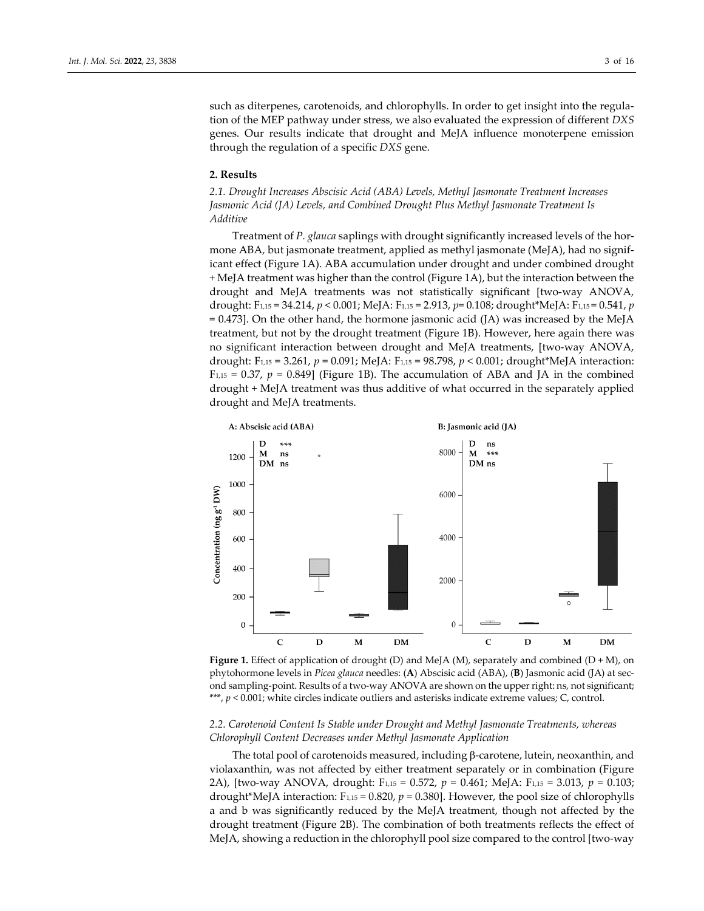such as diterpenes, carotenoids, and chlorophylls. In order to get insight into the regulation of the MEP pathway under stress, we also evaluated the expression of different *DXS* genes. Our results indicate that drought and MeJA influence monoterpene emission through the regulation of a specific *DXS* gene.

## 2. Results

### *2.1. Drought Increases Abscisic Acid (ABA) Levels, Methyl Jasmonate Treatment Increases Jasmonic Acid (JA) Levels, and Combined Drought Plus Methyl Jasmonate Treatment Is Additive*

Treatment of *P. glauca* saplings with drought significantly increased levels of the hormone ABA, but jasmonate treatment, applied as methyl jasmonate (MeJA), had no significant effect (Figure 1A). ABA accumulation under drought and under combined drought + MeJA treatment was higher than the control (Figure 1A), but the interaction between the drought and MeJA treatments was not statistically significant [two-way ANOVA, drought: $F_{1,15} = 34.214$, $p < 0.001$; MeJA: $F_{1,15} = 2.913$, $p = 0.108$; drought*MeJA: $F_{1,15} = 0.541$, $p = 0.473$]. On the other hand, the hormone jasmonic acid (JA) was increased by the MeJA treatment, but not by the drought treatment (Figure 1B). However, here again there was no significant interaction between drought and MeJA treatments, [two-way ANOVA, drought: $F_{1,15} = 3.261$, $p = 0.091$; MeJA: $F_{1,15} = 98.798$, $p < 0.001$; drought*MeJA interaction: $F_{1,15} = 0.37$, $p = 0.849$] (Figure 1B). The accumulation of ABA and JA in the combined drought + MeJA treatment was thus additive of what occurred in the separately applied drought and MeJA treatments.

**Figure 1.** Effect of application of drought (D) and MeJA (M), separately and combined (D + M), on phytohormone levels in *Picea glauca* needles: (**A**) Abscisic acid (ABA), (**B**) Jasmonic acid (JA) at second sampling-point. Results of a two-way ANOVA are shown on the upper right: ns, not significant; ***, $p < 0.001$; white circles indicate outliers and asterisks indicate extreme values; C, control.

### *2.2. Carotenoid Content Is Stable under Drought and Methyl Jasmonate Treatments, whereas Chlorophyll Content Decreases under Methyl Jasmonate Application*

The total pool of carotenoids measured, including β-carotene, lutein, neoxanthin, and violaxanthin, was not affected by either treatment separately or in combination (Figure 2A), [two-way ANOVA, drought: $F_{1,15} = 0.572$, $p = 0.461$; MeJA: $F_{1,15} = 3.013$, $p = 0.103$; drought*MeJA interaction: $F_{1,15} = 0.820$, $p = 0.380$]. However, the pool size of chlorophylls a and b was significantly reduced by the MeJA treatment, though not affected by the drought treatment (Figure 2B). The combination of both treatments reflects the effect of MeJA, showing a reduction in the chlorophyll pool size compared to the control [two-way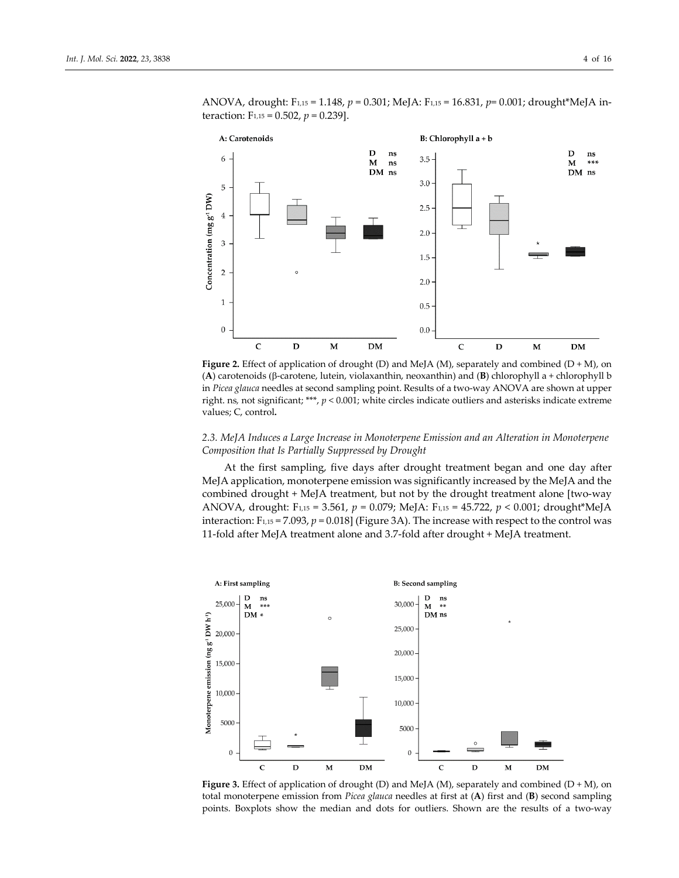ANOVA, drought: $F_{1,15} = 1.148$, $p = 0.301$; MeJA: $F_{1,15} = 16.831$, $p = 0.001$; drought*MeJA interaction: $F_{1,15} = 0.502$, $p = 0.239$].

**Figure 2.** Effect of application of drought (D) and MeJA (M), separately and combined (D + M), on (**A**) carotenoids (β-carotene, lutein, violaxanthin, neoxanthin) and (**B**) chlorophyll a + chlorophyll b in *Picea glauca* needles at second sampling point. Results of a two-way ANOVA are shown at upper right. ns, not significant; ***, $p < 0.001$; white circles indicate outliers and asterisks indicate extreme values; C, control.

### *2.3. MeJA Induces a Large Increase in Monoterpene Emission and an Alteration in Monoterpene Composition that Is Partially Suppressed by Drought*

At the first sampling, five days after drought treatment began and one day after MeJA application, monoterpene emission was significantly increased by the MeJA and the combined drought + MeJA treatment, but not by the drought treatment alone [two-way ANOVA, drought: $F_{1,15} = 3.561$, $p = 0.079$; MeJA: $F_{1,15} = 45.722$, $p < 0.001$; drought*MeJA interaction: $F_{1,15} = 7.093$, $p = 0.018$] (Figure 3A). The increase with respect to the control was 11-fold after MeJA treatment alone and 3.7-fold after drought + MeJA treatment.

**Figure 3.** Effect of application of drought (D) and MeJA (M), separately and combined (D + M), on total monoterpene emission from *Picea glauca* needles at first at (**A**) first and (**B**) second sampling points. Boxplots show the median and dots for outliers. Shown are the results of a two-way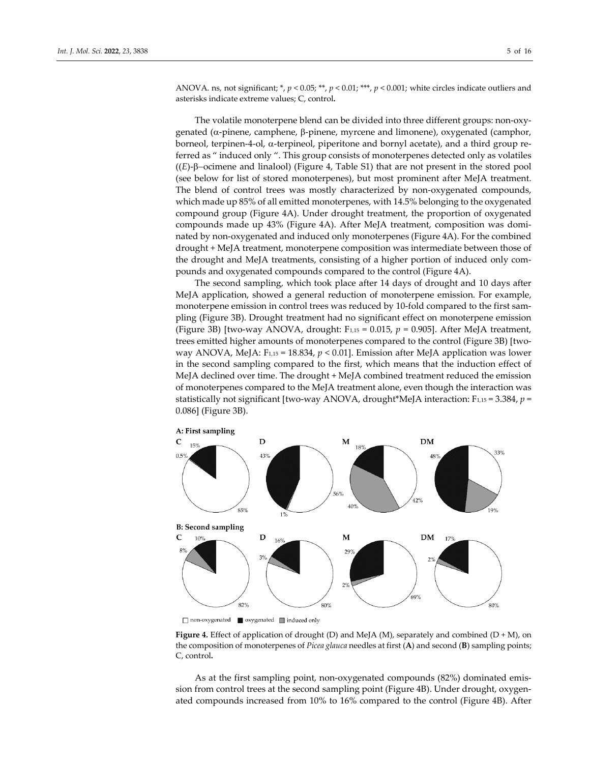ANOVA. ns, not significant; *, $p < 0.05$; **, $p < 0.01$; ***, $p < 0.001$; white circles indicate outliers and asterisks indicate extreme values; C, control.

The volatile monoterpene blend can be divided into three different groups: non-oxygenated (α-pinene, camphene, β-pinene, myrcene and limonene), oxygenated (camphor, borneol, terpinen-4-ol, α-terpineol, piperitone and bornyl acetate), and a third group referred as " induced only ". This group consists of monoterpenes detected only as volatiles ((*E*)-β–ocimene and linalool) (Figure 4, Table S1) that are not present in the stored pool (see below for list of stored monoterpenes), but most prominent after MeJA treatment. The blend of control trees was mostly characterized by non-oxygenated compounds, which made up 85% of all emitted monoterpenes, with 14.5% belonging to the oxygenated compound group (Figure 4A). Under drought treatment, the proportion of oxygenated compounds made up 43% (Figure 4A). After MeJA treatment, composition was dominated by non-oxygenated and induced only monoterpenes (Figure 4A). For the combined drought + MeJA treatment, monoterpene composition was intermediate between those of the drought and MeJA treatments, consisting of a higher portion of induced only compounds and oxygenated compounds compared to the control (Figure 4A).

The second sampling, which took place after 14 days of drought and 10 days after MeJA application, showed a general reduction of monoterpene emission. For example, monoterpene emission in control trees was reduced by 10-fold compared to the first sampling (Figure 3B). Drought treatment had no significant effect on monoterpene emission (Figure 3B) [two-way ANOVA, drought: $F_{1,15} = 0.015$, $p = 0.905$]. After MeJA treatment, trees emitted higher amounts of monoterpenes compared to the control (Figure 3B) [two-way ANOVA, MeJA: $F_{1,15} = 18.834$, $p < 0.01$]. Emission after MeJA application was lower in the second sampling compared to the first, which means that the induction effect of MeJA declined over time. The drought + MeJA combined treatment reduced the emission of monoterpenes compared to the MeJA treatment alone, even though the interaction was statistically not significant [two-way ANOVA, drought*MeJA interaction: $F_{1,15} = 3.384$, $p = 0.086$] (Figure 3B).

**Figure 4.** Effect of application of drought (D) and MeJA (M), separately and combined (D + M), on the composition of monoterpenes of *Picea glauca* needles at first (**A**) and second (**B**) sampling points; C, control.

As at the first sampling point, non-oxygenated compounds (82%) dominated emission from control trees at the second sampling point (Figure 4B). Under drought, oxygenated compounds increased from 10% to 16% compared to the control (Figure 4B). After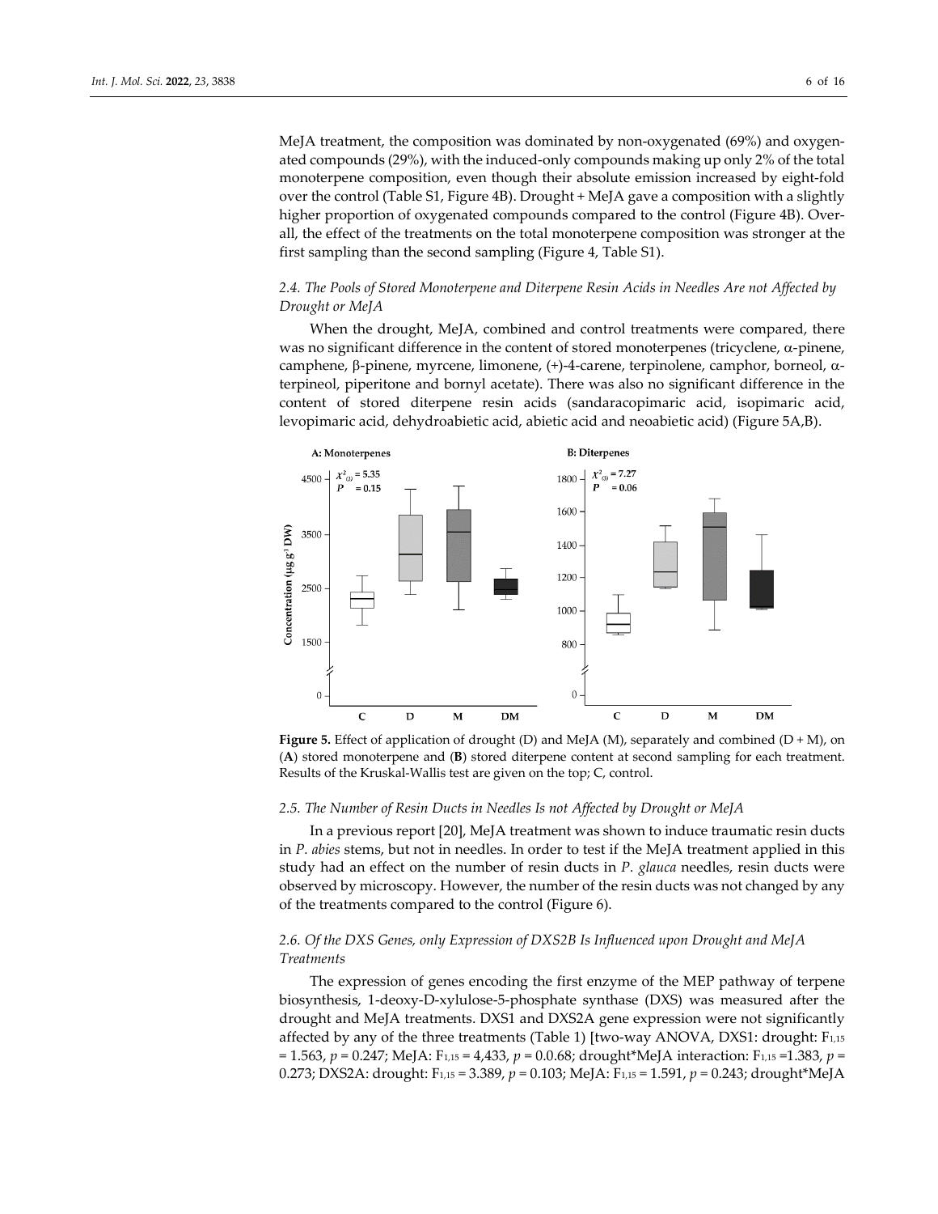MeJA treatment, the composition was dominated by non-oxygenated (69%) and oxygenated compounds (29%), with the induced-only compounds making up only 2% of the total monoterpene composition, even though their absolute emission increased by eight-fold over the control (Table S1, Figure 4B). Drought + MeJA gave a composition with a slightly higher proportion of oxygenated compounds compared to the control (Figure 4B). Overall, the effect of the treatments on the total monoterpene composition was stronger at the first sampling than the second sampling (Figure 4, Table S1).

### *2.4. The Pools of Stored Monoterpene and Diterpene Resin Acids in Needles Are not Affected by Drought or MeJA*

When the drought, MeJA, combined and control treatments were compared, there was no significant difference in the content of stored monoterpenes (tricyclene, α-pinene, camphene, β-pinene, myrcene, limonene, (+)-4-carene, terpinolene, camphor, borneol, α-terpineol, piperitone and bornyl acetate). There was also no significant difference in the content of stored diterpene resin acids (sandaracopimaric acid, isopimaric acid, levopimaric acid, dehydroabietic acid, abietic acid and neoabietic acid) (Figure 5A,B).

**Figure 5.** Effect of application of drought (D) and MeJA (M), separately and combined (D + M), on (**A**) stored monoterpene and (**B**) stored diterpene content at second sampling for each treatment. Results of the Kruskal-Wallis test are given on the top; C, control.

### *2.5. The Number of Resin Ducts in Needles Is not Affected by Drought or MeJA*

In a previous report [20], MeJA treatment was shown to induce traumatic resin ducts in *P. abies* stems, but not in needles. In order to test if the MeJA treatment applied in this study had an effect on the number of resin ducts in *P. glauca* needles, resin ducts were observed by microscopy. However, the number of the resin ducts was not changed by any of the treatments compared to the control (Figure 6).

### *2.6. Of the DXS Genes, only Expression of DXS2B Is Influenced upon Drought and MeJA Treatments*

The expression of genes encoding the first enzyme of the MEP pathway of terpene biosynthesis, 1-deoxy-D-xylulose-5-phosphate synthase (DXS) was measured after the drought and MeJA treatments. DXS1 and DXS2A gene expression were not significantly affected by any of the three treatments (Table 1) [two-way ANOVA, DXS1: drought: $F_{1,15}$ = 1.563, $p$ = 0.247; MeJA: $F_{1,15}$ = 4,433, $p$ = 0.0.68; drought*MeJA interaction: $F_{1,15}$ =1.383, $p$ = 0.273; DXS2A: drought: $F_{1,15}$ = 3.389, $p$ = 0.103; MeJA: $F_{1,15}$ = 1.591, $p$ = 0.243; drought*MeJA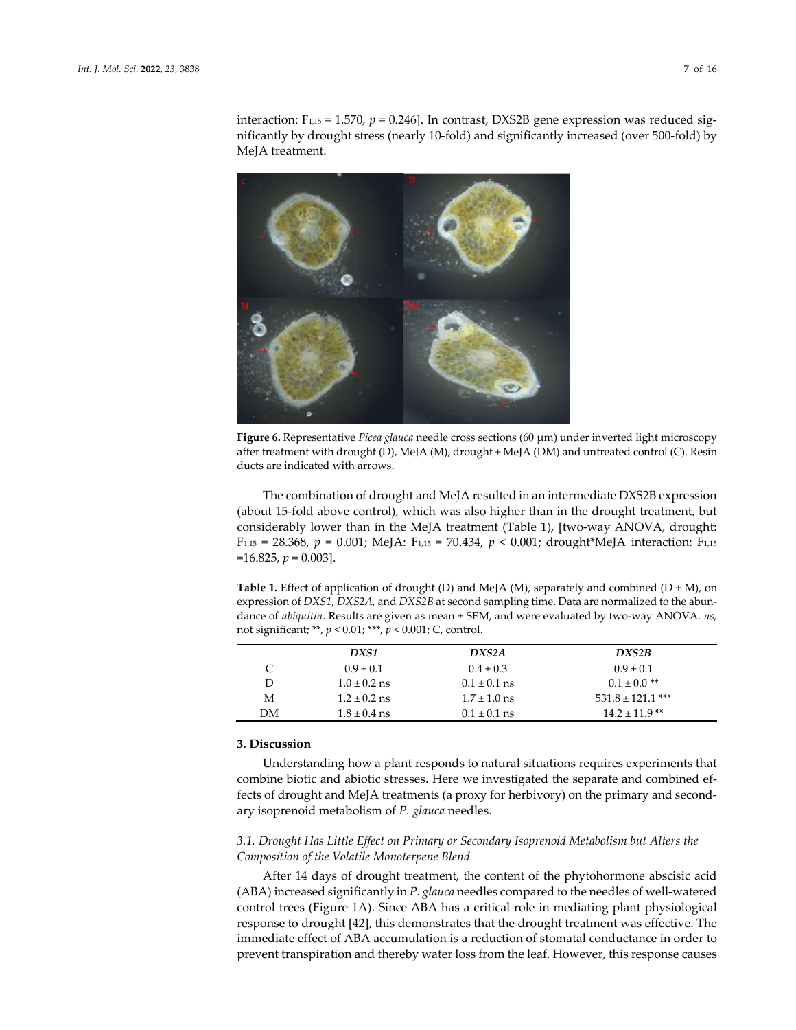interaction: $F_{1,15} = 1.570$, $p = 0.246$]. In contrast, DXS2B gene expression was reduced significantly by drought stress (nearly 10-fold) and significantly increased (over 500-fold) by MeJA treatment.

**Figure 6.** Representative *Picea glauca* needle cross sections (60 μm) under inverted light microscopy after treatment with drought (D), MeJA (M), drought + MeJA (DM) and untreated control (C). Resin ducts are indicated with arrows.

The combination of drought and MeJA resulted in an intermediate DXS2B expression (about 15-fold above control), which was also higher than in the drought treatment, but considerably lower than in the MeJA treatment (Table 1), [two-way ANOVA, drought: $F_{1,15} = 28.368$, $p = 0.001$; MeJA: $F_{1,15} = 70.434$, $p < 0.001$; drought*MeJA interaction: $F_{1,15} = 16.825$, $p = 0.003$].

**Table 1.** Effect of application of drought (D) and MeJA (M), separately and combined (D + M), on expression of *DXS1*, *DXS2A,* and *DXS2B* at second sampling time. Data are normalized to the abundance of *ubiquitin*. Results are given as mean ± SEM, and were evaluated by two-way ANOVA. *ns,* not significant; **, $p < 0.01$; ***, $p < 0.001$; C, control.

| | *DXS1* | *DXS2A* | *DXS2B* |
|---|---|---|---|
| C | 0.9 ± 0.1 | 0.4 ± 0.3 | 0.9 ± 0.1 |
| D | 1.0 ± 0.2 ns | 0.1 ± 0.1 ns | 0.1 ± 0.0 ** |
| M | 1.2 ± 0.2 ns | 1.7 ± 1.0 ns | 531.8 ± 121.1 *** |
| DM | 1.8 ± 0.4 ns | 0.1 ± 0.1 ns | 14.2 ± 11.9 ** |

## 3. Discussion

Understanding how a plant responds to natural situations requires experiments that combine biotic and abiotic stresses. Here we investigated the separate and combined effects of drought and MeJA treatments (a proxy for herbivory) on the primary and secondary isoprenoid metabolism of *P. glauca* needles.

### *3.1. Drought Has Little Effect on Primary or Secondary Isoprenoid Metabolism but Alters the Composition of the Volatile Monoterpene Blend*

After 14 days of drought treatment, the content of the phytohormone abscisic acid (ABA) increased significantly in *P. glauca* needles compared to the needles of well-watered control trees (Figure 1A). Since ABA has a critical role in mediating plant physiological response to drought [42], this demonstrates that the drought treatment was effective. The immediate effect of ABA accumulation is a reduction of stomatal conductance in order to prevent transpiration and thereby water loss from the leaf. However, this response causes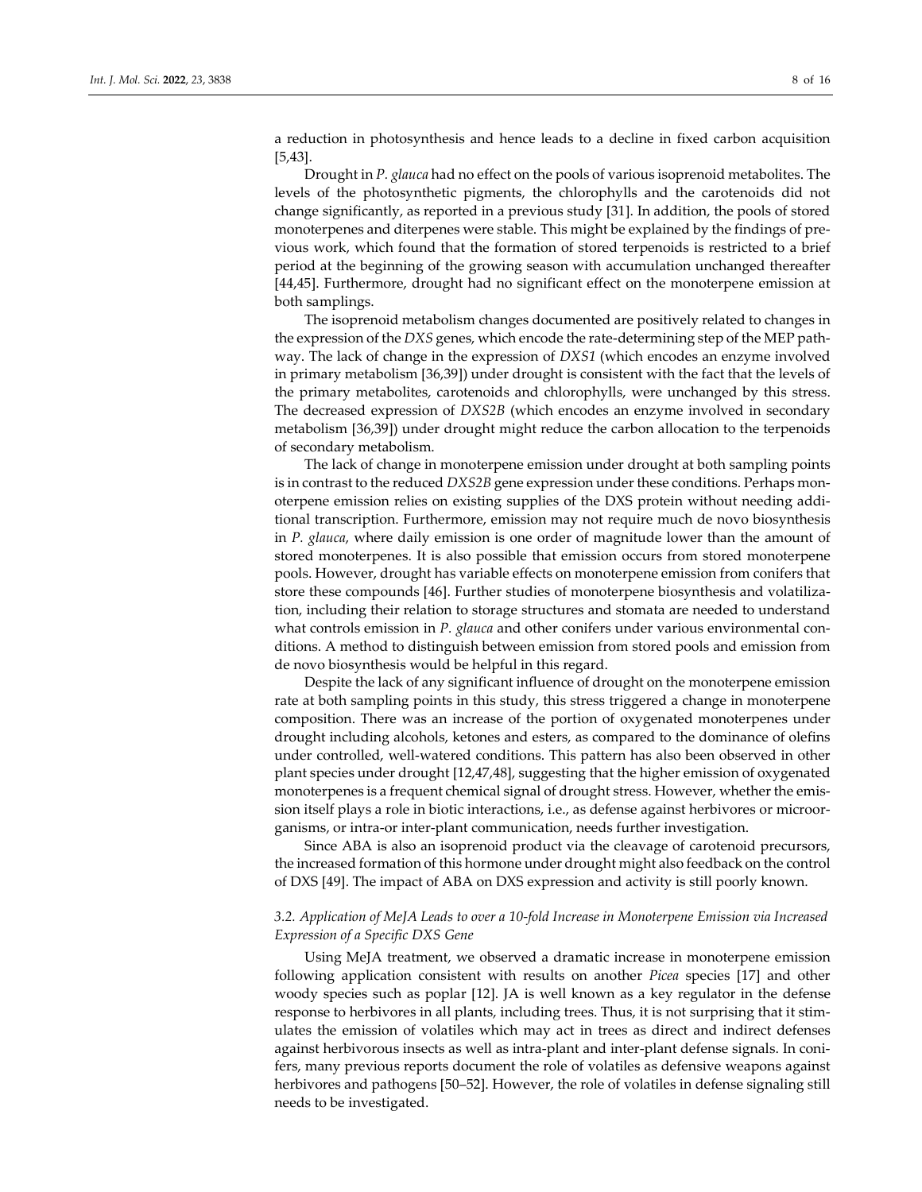a reduction in photosynthesis and hence leads to a decline in fixed carbon acquisition [5,43].

Drought in *P. glauca* had no effect on the pools of various isoprenoid metabolites. The levels of the photosynthetic pigments, the chlorophylls and the carotenoids did not change significantly, as reported in a previous study [31]. In addition, the pools of stored monoterpenes and diterpenes were stable. This might be explained by the findings of previous work, which found that the formation of stored terpenoids is restricted to a brief period at the beginning of the growing season with accumulation unchanged thereafter [44,45]. Furthermore, drought had no significant effect on the monoterpene emission at both samplings.

The isoprenoid metabolism changes documented are positively related to changes in the expression of the *DXS* genes, which encode the rate-determining step of the MEP pathway. The lack of change in the expression of *DXS1* (which encodes an enzyme involved in primary metabolism [36,39]) under drought is consistent with the fact that the levels of the primary metabolites, carotenoids and chlorophylls, were unchanged by this stress. The decreased expression of *DXS2B* (which encodes an enzyme involved in secondary metabolism [36,39]) under drought might reduce the carbon allocation to the terpenoids of secondary metabolism.

The lack of change in monoterpene emission under drought at both sampling points is in contrast to the reduced *DXS2B* gene expression under these conditions. Perhaps monoterpene emission relies on existing supplies of the DXS protein without needing additional transcription. Furthermore, emission may not require much de novo biosynthesis in *P. glauca*, where daily emission is one order of magnitude lower than the amount of stored monoterpenes. It is also possible that emission occurs from stored monoterpene pools. However, drought has variable effects on monoterpene emission from conifers that store these compounds [46]. Further studies of monoterpene biosynthesis and volatilization, including their relation to storage structures and stomata are needed to understand what controls emission in *P. glauca* and other conifers under various environmental conditions. A method to distinguish between emission from stored pools and emission from de novo biosynthesis would be helpful in this regard.

Despite the lack of any significant influence of drought on the monoterpene emission rate at both sampling points in this study, this stress triggered a change in monoterpene composition. There was an increase of the portion of oxygenated monoterpenes under drought including alcohols, ketones and esters, as compared to the dominance of olefins under controlled, well-watered conditions. This pattern has also been observed in other plant species under drought [12,47,48], suggesting that the higher emission of oxygenated monoterpenes is a frequent chemical signal of drought stress. However, whether the emission itself plays a role in biotic interactions, i.e., as defense against herbivores or microorganisms, or intra-or inter-plant communication, needs further investigation.

Since ABA is also an isoprenoid product via the cleavage of carotenoid precursors, the increased formation of this hormone under drought might also feedback on the control of DXS [49]. The impact of ABA on DXS expression and activity is still poorly known.

### *3.2. Application of MeJA Leads to over a 10-fold Increase in Monoterpene Emission via Increased Expression of a Specific DXS Gene*

Using MeJA treatment, we observed a dramatic increase in monoterpene emission following application consistent with results on another *Picea* species [17] and other woody species such as poplar [12]. JA is well known as a key regulator in the defense response to herbivores in all plants, including trees. Thus, it is not surprising that it stimulates the emission of volatiles which may act in trees as direct and indirect defenses against herbivorous insects as well as intra-plant and inter-plant defense signals. In conifers, many previous reports document the role of volatiles as defensive weapons against herbivores and pathogens [50–52]. However, the role of volatiles in defense signaling still needs to be investigated.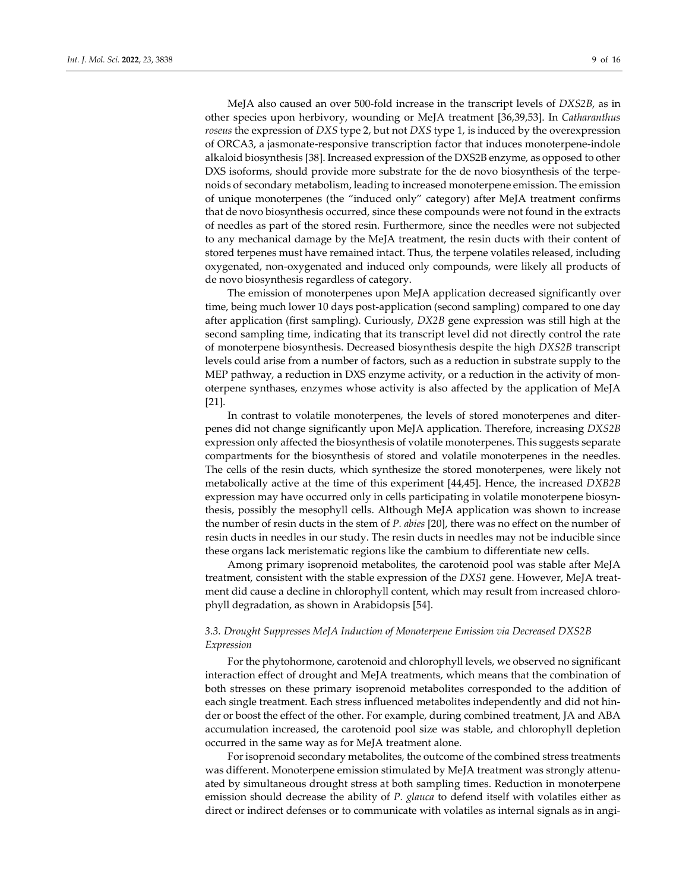MeJA also caused an over 500-fold increase in the transcript levels of *DXS2B*, as in other species upon herbivory, wounding or MeJA treatment [36,39,53]. In *Catharanthus roseus* the expression of *DXS* type 2, but not *DXS* type 1, is induced by the overexpression of ORCA3, a jasmonate-responsive transcription factor that induces monoterpene-indole alkaloid biosynthesis [38]. Increased expression of the DXS2B enzyme, as opposed to other DXS isoforms, should provide more substrate for the de novo biosynthesis of the terpenoids of secondary metabolism, leading to increased monoterpene emission. The emission of unique monoterpenes (the "induced only" category) after MeJA treatment confirms that de novo biosynthesis occurred, since these compounds were not found in the extracts of needles as part of the stored resin. Furthermore, since the needles were not subjected to any mechanical damage by the MeJA treatment, the resin ducts with their content of stored terpenes must have remained intact. Thus, the terpene volatiles released, including oxygenated, non-oxygenated and induced only compounds, were likely all products of de novo biosynthesis regardless of category.

The emission of monoterpenes upon MeJA application decreased significantly over time, being much lower 10 days post-application (second sampling) compared to one day after application (first sampling). Curiously, *DX2B* gene expression was still high at the second sampling time, indicating that its transcript level did not directly control the rate of monoterpene biosynthesis. Decreased biosynthesis despite the high *DXS2B* transcript levels could arise from a number of factors, such as a reduction in substrate supply to the MEP pathway, a reduction in DXS enzyme activity, or a reduction in the activity of monoterpene synthases, enzymes whose activity is also affected by the application of MeJA [21].

In contrast to volatile monoterpenes, the levels of stored monoterpenes and diterpenes did not change significantly upon MeJA application. Therefore, increasing *DXS2B* expression only affected the biosynthesis of volatile monoterpenes. This suggests separate compartments for the biosynthesis of stored and volatile monoterpenes in the needles. The cells of the resin ducts, which synthesize the stored monoterpenes, were likely not metabolically active at the time of this experiment [44,45]. Hence, the increased *DXB2B* expression may have occurred only in cells participating in volatile monoterpene biosynthesis, possibly the mesophyll cells. Although MeJA application was shown to increase the number of resin ducts in the stem of *P. abies* [20], there was no effect on the number of resin ducts in needles in our study. The resin ducts in needles may not be inducible since these organs lack meristematic regions like the cambium to differentiate new cells.

Among primary isoprenoid metabolites, the carotenoid pool was stable after MeJA treatment, consistent with the stable expression of the *DXS1* gene. However, MeJA treatment did cause a decline in chlorophyll content, which may result from increased chlorophyll degradation, as shown in Arabidopsis [54].

### *3.3. Drought Suppresses MeJA Induction of Monoterpene Emission via Decreased DXS2B Expression*

For the phytohormone, carotenoid and chlorophyll levels, we observed no significant interaction effect of drought and MeJA treatments, which means that the combination of both stresses on these primary isoprenoid metabolites corresponded to the addition of each single treatment. Each stress influenced metabolites independently and did not hinder or boost the effect of the other. For example, during combined treatment, JA and ABA accumulation increased, the carotenoid pool size was stable, and chlorophyll depletion occurred in the same way as for MeJA treatment alone.

For isoprenoid secondary metabolites, the outcome of the combined stress treatments was different. Monoterpene emission stimulated by MeJA treatment was strongly attenuated by simultaneous drought stress at both sampling times. Reduction in monoterpene emission should decrease the ability of *P. glauca* to defend itself with volatiles either as direct or indirect defenses or to communicate with volatiles as internal signals as in angi-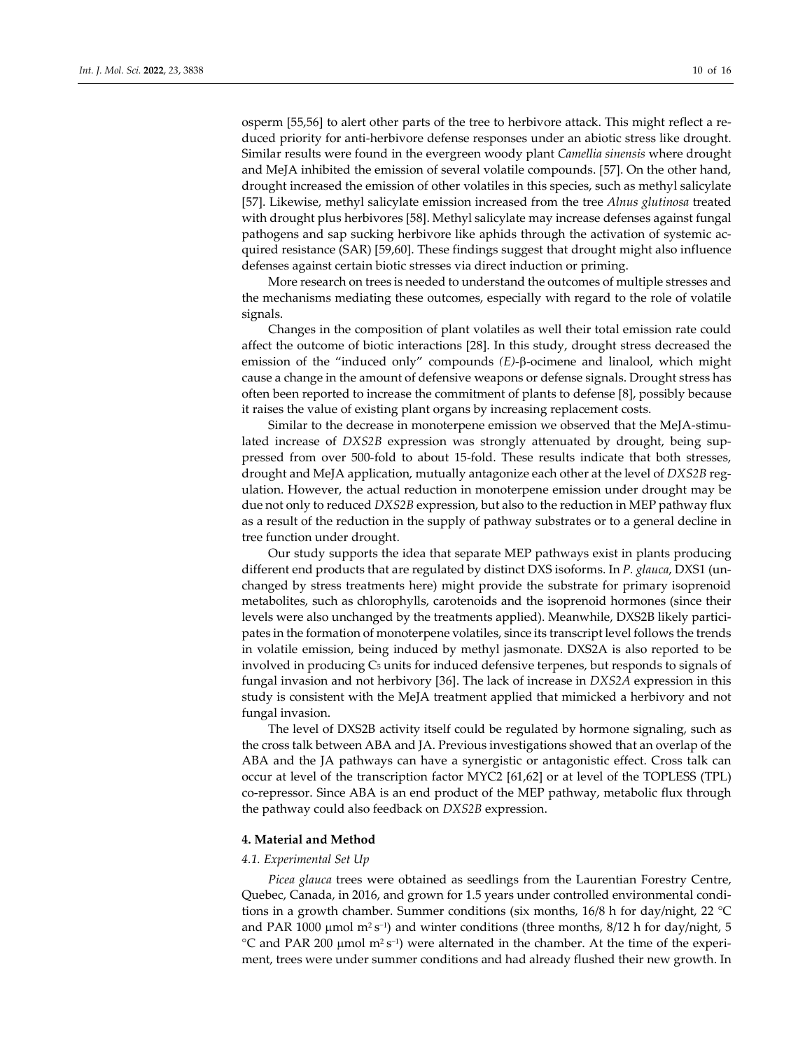osperm [55,56] to alert other parts of the tree to herbivore attack. This might reflect a reduced priority for anti-herbivore defense responses under an abiotic stress like drought. Similar results were found in the evergreen woody plant *Camellia sinensis* where drought and MeJA inhibited the emission of several volatile compounds. [57]. On the other hand, drought increased the emission of other volatiles in this species, such as methyl salicylate [57]. Likewise, methyl salicylate emission increased from the tree *Alnus glutinosa* treated with drought plus herbivores [58]. Methyl salicylate may increase defenses against fungal pathogens and sap sucking herbivore like aphids through the activation of systemic acquired resistance (SAR) [59,60]. These findings suggest that drought might also influence defenses against certain biotic stresses via direct induction or priming.

More research on trees is needed to understand the outcomes of multiple stresses and the mechanisms mediating these outcomes, especially with regard to the role of volatile signals.

Changes in the composition of plant volatiles as well their total emission rate could affect the outcome of biotic interactions [28]. In this study, drought stress decreased the emission of the "induced only" compounds *(E)*-β-ocimene and linalool, which might cause a change in the amount of defensive weapons or defense signals. Drought stress has often been reported to increase the commitment of plants to defense [8], possibly because it raises the value of existing plant organs by increasing replacement costs.

Similar to the decrease in monoterpene emission we observed that the MeJA-stimulated increase of *DXS2B* expression was strongly attenuated by drought, being suppressed from over 500-fold to about 15-fold. These results indicate that both stresses, drought and MeJA application, mutually antagonize each other at the level of *DXS2B* regulation. However, the actual reduction in monoterpene emission under drought may be due not only to reduced *DXS2B* expression, but also to the reduction in MEP pathway flux as a result of the reduction in the supply of pathway substrates or to a general decline in tree function under drought.

Our study supports the idea that separate MEP pathways exist in plants producing different end products that are regulated by distinct DXS isoforms. In *P. glauca*, DXS1 (unchanged by stress treatments here) might provide the substrate for primary isoprenoid metabolites, such as chlorophylls, carotenoids and the isoprenoid hormones (since their levels were also unchanged by the treatments applied). Meanwhile, DXS2B likely participates in the formation of monoterpene volatiles, since its transcript level follows the trends in volatile emission, being induced by methyl jasmonate. DXS2A is also reported to be involved in producing $C_5$ units for induced defensive terpenes, but responds to signals of fungal invasion and not herbivory [36]. The lack of increase in *DXS2A* expression in this study is consistent with the MeJA treatment applied that mimicked a herbivory and not fungal invasion.

The level of DXS2B activity itself could be regulated by hormone signaling, such as the cross talk between ABA and JA. Previous investigations showed that an overlap of the ABA and the JA pathways can have a synergistic or antagonistic effect. Cross talk can occur at level of the transcription factor MYC2 [61,62] or at level of the TOPLESS (TPL) co-repressor. Since ABA is an end product of the MEP pathway, metabolic flux through the pathway could also feedback on *DXS2B* expression.

## 4. Material and Method

### *4.1. Experimental Set Up*

*Picea glauca* trees were obtained as seedlings from the Laurentian Forestry Centre, Quebec, Canada, in 2016, and grown for 1.5 years under controlled environmental conditions in a growth chamber. Summer conditions (six months, 16/8 h for day/night, 22 °C and PAR 1000 μmol $m^2 s^{-1}$) and winter conditions (three months, 8/12 h for day/night, 5 °C and PAR 200 μmol $m^2 s^{-1}$) were alternated in the chamber. At the time of the experiment, trees were under summer conditions and had already flushed their new growth. In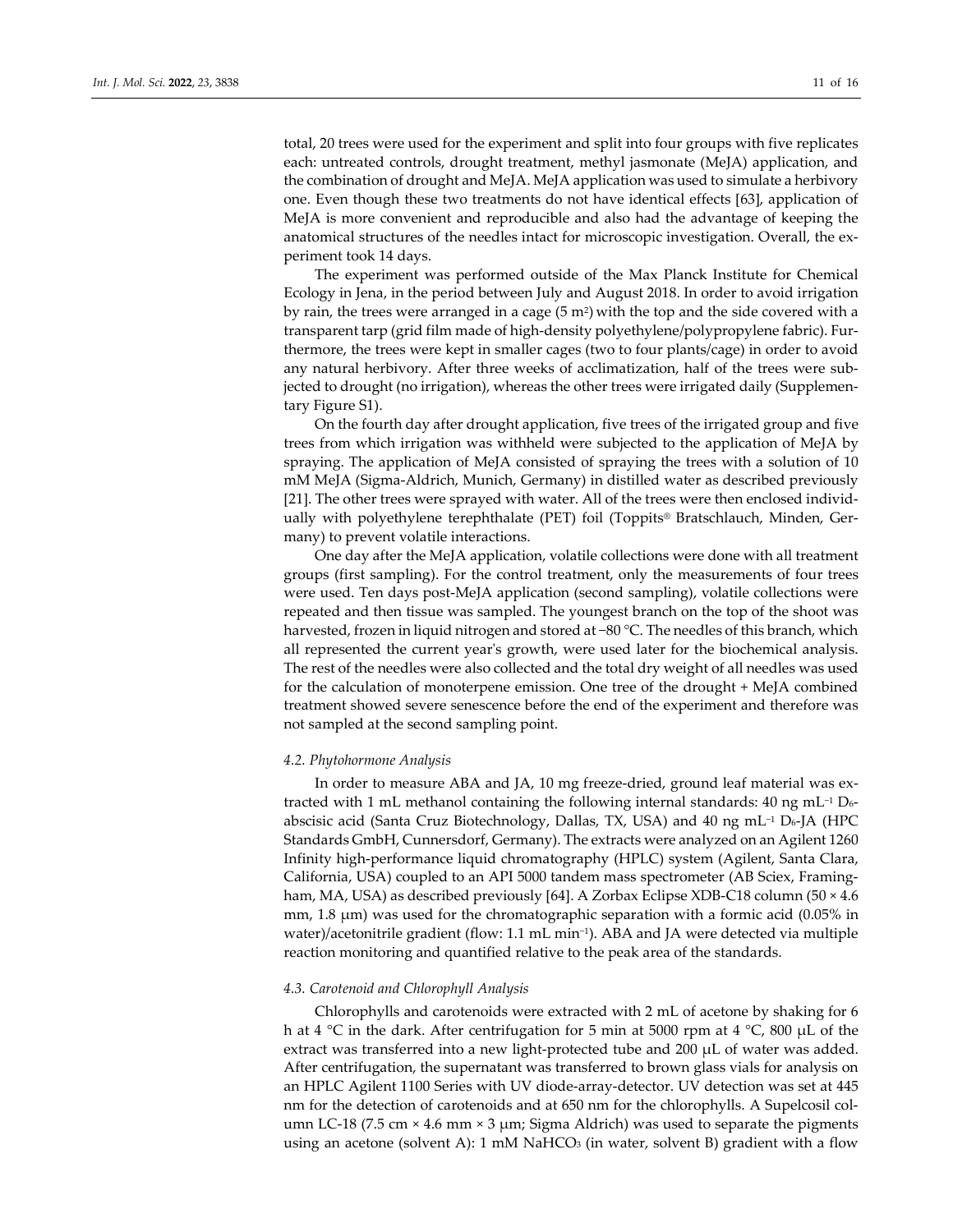total, 20 trees were used for the experiment and split into four groups with five replicates each: untreated controls, drought treatment, methyl jasmonate (MeJA) application, and the combination of drought and MeJA. MeJA application was used to simulate a herbivory one. Even though these two treatments do not have identical effects [63], application of MeJA is more convenient and reproducible and also had the advantage of keeping the anatomical structures of the needles intact for microscopic investigation. Overall, the experiment took 14 days.

The experiment was performed outside of the Max Planck Institute for Chemical Ecology in Jena, in the period between July and August 2018. In order to avoid irrigation by rain, the trees were arranged in a cage (5 $m^2$) with the top and the side covered with a transparent tarp (grid film made of high-density polyethylene/polypropylene fabric). Furthermore, the trees were kept in smaller cages (two to four plants/cage) in order to avoid any natural herbivory. After three weeks of acclimatization, half of the trees were subjected to drought (no irrigation), whereas the other trees were irrigated daily (Supplementary Figure S1).

On the fourth day after drought application, five trees of the irrigated group and five trees from which irrigation was withheld were subjected to the application of MeJA by spraying. The application of MeJA consisted of spraying the trees with a solution of 10 mM MeJA (Sigma-Aldrich, Munich, Germany) in distilled water as described previously [21]. The other trees were sprayed with water. All of the trees were then enclosed individually with polyethylene terephthalate (PET) foil (Toppits® Bratschlauch, Minden, Germany) to prevent volatile interactions.

One day after the MeJA application, volatile collections were done with all treatment groups (first sampling). For the control treatment, only the measurements of four trees were used. Ten days post-MeJA application (second sampling), volatile collections were repeated and then tissue was sampled. The youngest branch on the top of the shoot was harvested, frozen in liquid nitrogen and stored at −80 °C. The needles of this branch, which all represented the current year's growth, were used later for the biochemical analysis. The rest of the needles were also collected and the total dry weight of all needles was used for the calculation of monoterpene emission. One tree of the drought + MeJA combined treatment showed severe senescence before the end of the experiment and therefore was not sampled at the second sampling point.

### 4.2. Phytohormone Analysis

In order to measure ABA and JA, 10 mg freeze-dried, ground leaf material was extracted with 1 mL methanol containing the following internal standards: 40 ng $mL^{-1}$ $D_6$-abscisic acid (Santa Cruz Biotechnology, Dallas, TX, USA) and 40 ng $mL^{-1}$ $D_6$-JA (HPC Standards GmbH, Cunnersdorf, Germany). The extracts were analyzed on an Agilent 1260 Infinity high-performance liquid chromatography (HPLC) system (Agilent, Santa Clara, California, USA) coupled to an API 5000 tandem mass spectrometer (AB Sciex, Framingham, MA, USA) as described previously [64]. A Zorbax Eclipse XDB-C18 column (50 × 4.6 mm, 1.8 μm) was used for the chromatographic separation with a formic acid (0.05% in water)/acetonitrile gradient (flow: 1.1 mL $min^{-1}$). ABA and JA were detected via multiple reaction monitoring and quantified relative to the peak area of the standards.

### 4.3. Carotenoid and Chlorophyll Analysis

Chlorophylls and carotenoids were extracted with 2 mL of acetone by shaking for 6 h at 4 °C in the dark. After centrifugation for 5 min at 5000 rpm at 4 °C, 800 μL of the extract was transferred into a new light-protected tube and 200 μL of water was added. After centrifugation, the supernatant was transferred to brown glass vials for analysis on an HPLC Agilent 1100 Series with UV diode-array-detector. UV detection was set at 445 nm for the detection of carotenoids and at 650 nm for the chlorophylls. A Supelcosil column LC-18 (7.5 cm × 4.6 mm × 3 μm; Sigma Aldrich) was used to separate the pigments using an acetone (solvent A): 1 mM $NaHCO_3$ (in water, solvent B) gradient with a flow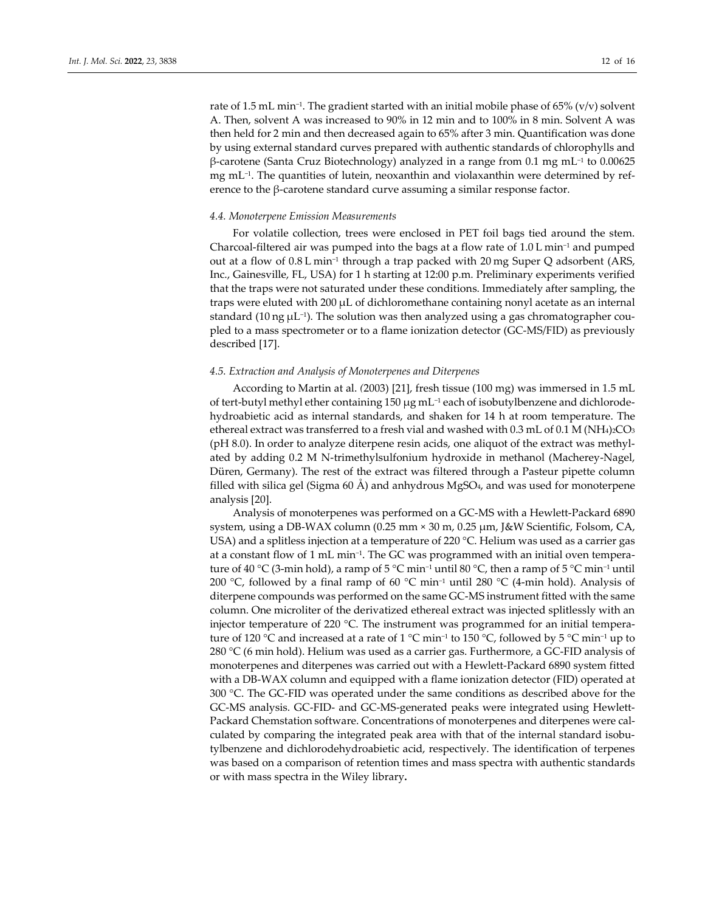rate of 1.5 mL $min^{-1}$. The gradient started with an initial mobile phase of 65% (v/v) solvent A. Then, solvent A was increased to 90% in 12 min and to 100% in 8 min. Solvent A was then held for 2 min and then decreased again to 65% after 3 min. Quantification was done by using external standard curves prepared with authentic standards of chlorophylls and β-carotene (Santa Cruz Biotechnology) analyzed in a range from 0.1 mg $mL^{-1}$ to 0.00625 mg $mL^{-1}$. The quantities of lutein, neoxanthin and violaxanthin were determined by reference to the β-carotene standard curve assuming a similar response factor.

### *4.4. Monoterpene Emission Measurements*

For volatile collection, trees were enclosed in PET foil bags tied around the stem. Charcoal-filtered air was pumped into the bags at a flow rate of 1.0 L $min^{-1}$ and pumped out at a flow of 0.8 L $min^{-1}$ through a trap packed with 20 mg Super Q adsorbent (ARS, Inc., Gainesville, FL, USA) for 1 h starting at 12:00 p.m. Preliminary experiments verified that the traps were not saturated under these conditions. Immediately after sampling, the traps were eluted with 200 μL of dichloromethane containing nonyl acetate as an internal standard (10 ng $\mu L^{-1}$). The solution was then analyzed using a gas chromatographer coupled to a mass spectrometer or to a flame ionization detector (GC-MS/FID) as previously described [17].

### *4.5. Extraction and Analysis of Monoterpenes and Diterpenes*

According to Martin at al. (2003) [21], fresh tissue (100 mg) was immersed in 1.5 mL of tert-butyl methyl ether containing 150 μg $mL^{-1}$ each of isobutylbenzene and dichlorodehydroabietic acid as internal standards, and shaken for 14 h at room temperature. The ethereal extract was transferred to a fresh vial and washed with 0.3 mL of 0.1 M $(NH_4)_2CO_3$ (pH 8.0). In order to analyze diterpene resin acids, one aliquot of the extract was methylated by adding 0.2 M N-trimethylsulfonium hydroxide in methanol (Macherey-Nagel, Düren, Germany). The rest of the extract was filtered through a Pasteur pipette column filled with silica gel (Sigma 60 Å) and anhydrous $MgSO_4$, and was used for monoterpene analysis [20].

Analysis of monoterpenes was performed on a GC-MS with a Hewlett-Packard 6890 system, using a DB-WAX column (0.25 mm × 30 m, 0.25 μm, J&W Scientific, Folsom, CA, USA) and a splitless injection at a temperature of 220 °C. Helium was used as a carrier gas at a constant flow of 1 mL $min^{-1}$. The GC was programmed with an initial oven temperature of 40 °C (3-min hold), a ramp of 5 °C $min^{-1}$ until 80 °C, then a ramp of 5 °C $min^{-1}$ until 200 °C, followed by a final ramp of 60 °C $min^{-1}$ until 280 °C (4-min hold). Analysis of diterpene compounds was performed on the same GC-MS instrument fitted with the same column. One microliter of the derivatized ethereal extract was injected splitlessly with an injector temperature of 220 °C. The instrument was programmed for an initial temperature of 120 °C and increased at a rate of 1 °C $min^{-1}$ to 150 °C, followed by 5 °C $min^{-1}$ up to 280 °C (6 min hold). Helium was used as a carrier gas. Furthermore, a GC-FID analysis of monoterpenes and diterpenes was carried out with a Hewlett-Packard 6890 system fitted with a DB-WAX column and equipped with a flame ionization detector (FID) operated at 300 °C. The GC-FID was operated under the same conditions as described above for the GC-MS analysis. GC-FID- and GC-MS-generated peaks were integrated using Hewlett-Packard Chemstation software. Concentrations of monoterpenes and diterpenes were calculated by comparing the integrated peak area with that of the internal standard isobutylbenzene and dichlorodehydroabietic acid, respectively. The identification of terpenes was based on a comparison of retention times and mass spectra with authentic standards or with mass spectra in the Wiley library.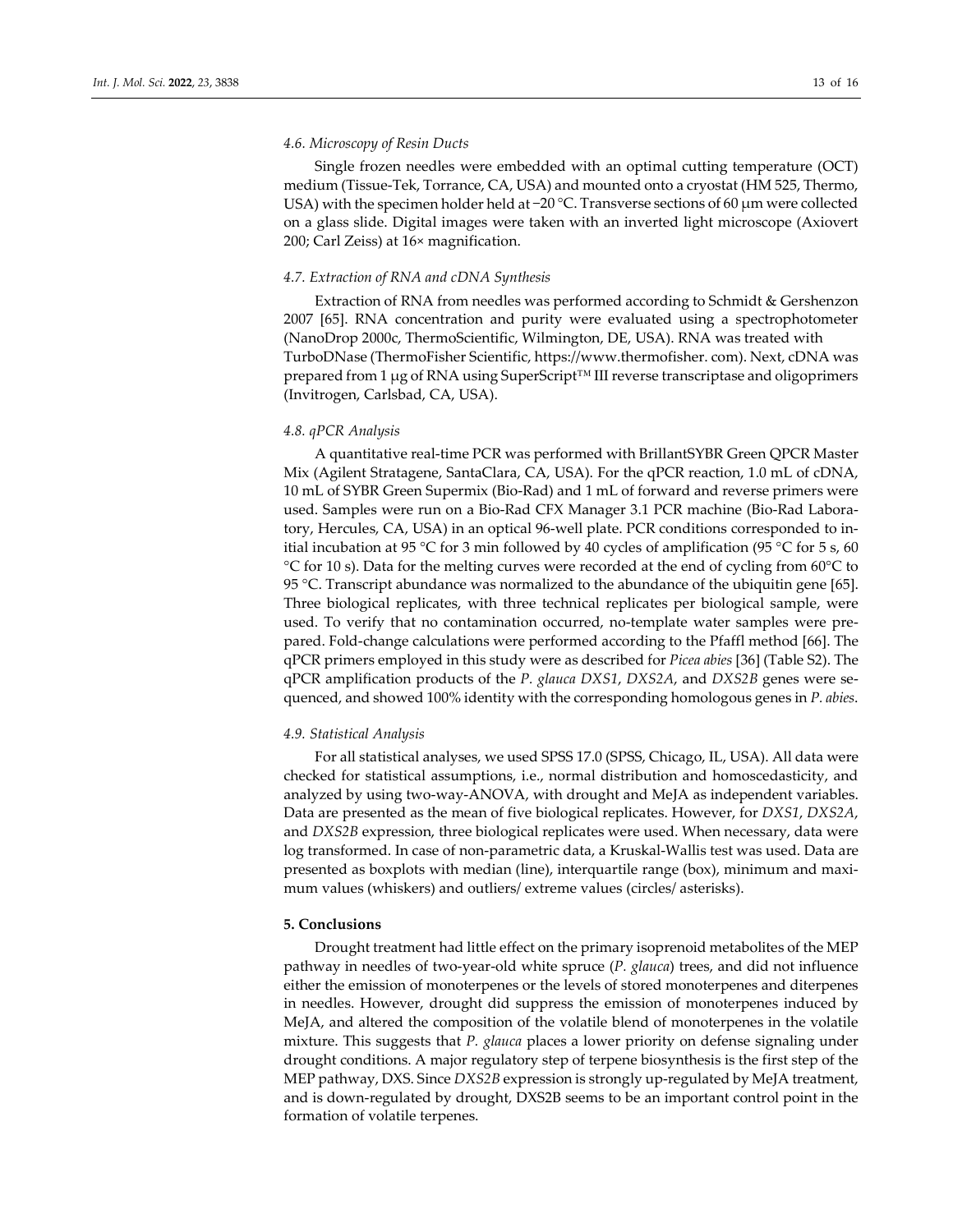### 4.6. Microscopy of Resin Ducts

Single frozen needles were embedded with an optimal cutting temperature (OCT) medium (Tissue-Tek, Torrance, CA, USA) and mounted onto a cryostat (HM 525, Thermo, USA) with the specimen holder held at −20 °C. Transverse sections of 60 μm were collected on a glass slide. Digital images were taken with an inverted light microscope (Axiovert 200; Carl Zeiss) at 16× magnification.

### 4.7. Extraction of RNA and cDNA Synthesis

Extraction of RNA from needles was performed according to Schmidt & Gershenzon 2007 [65]. RNA concentration and purity were evaluated using a spectrophotometer (NanoDrop 2000c, ThermoScientific, Wilmington, DE, USA). RNA was treated with TurboDNase (ThermoFisher Scientific, https://www.thermofisher. com). Next, cDNA was prepared from 1 μg of RNA using SuperScript™ III reverse transcriptase and oligoprimers (Invitrogen, Carlsbad, CA, USA).

### 4.8. qPCR Analysis

A quantitative real-time PCR was performed with BrillantSYBR Green QPCR Master Mix (Agilent Stratagene, SantaClara, CA, USA). For the qPCR reaction, 1.0 mL of cDNA, 10 mL of SYBR Green Supermix (Bio-Rad) and 1 mL of forward and reverse primers were used. Samples were run on a Bio-Rad CFX Manager 3.1 PCR machine (Bio-Rad Laboratory, Hercules, CA, USA) in an optical 96-well plate. PCR conditions corresponded to initial incubation at 95 °C for 3 min followed by 40 cycles of amplification (95 °C for 5 s, 60 °C for 10 s). Data for the melting curves were recorded at the end of cycling from 60°C to 95 °C. Transcript abundance was normalized to the abundance of the ubiquitin gene [65]. Three biological replicates, with three technical replicates per biological sample, were used. To verify that no contamination occurred, no-template water samples were prepared. Fold-change calculations were performed according to the Pfaffl method [66]. The qPCR primers employed in this study were as described for *Picea abies* [36] (Table S2). The qPCR amplification products of the *P. glauca DXS1*, *DXS2A*, and *DXS2B* genes were sequenced, and showed 100% identity with the corresponding homologous genes in *P. abies*.

### 4.9. Statistical Analysis

For all statistical analyses, we used SPSS 17.0 (SPSS, Chicago, IL, USA). All data were checked for statistical assumptions, i.e., normal distribution and homoscedasticity, and analyzed by using two-way-ANOVA, with drought and MeJA as independent variables. Data are presented as the mean of five biological replicates. However, for *DXS1*, *DXS2A*, and *DXS2B* expression, three biological replicates were used. When necessary, data were log transformed. In case of non-parametric data, a Kruskal-Wallis test was used. Data are presented as boxplots with median (line), interquartile range (box), minimum and maximum values (whiskers) and outliers/ extreme values (circles/ asterisks).

## 5. Conclusions

Drought treatment had little effect on the primary isoprenoid metabolites of the MEP pathway in needles of two-year-old white spruce (*P. glauca*) trees, and did not influence either the emission of monoterpenes or the levels of stored monoterpenes and diterpenes in needles. However, drought did suppress the emission of monoterpenes induced by MeJA, and altered the composition of the volatile blend of monoterpenes in the volatile mixture. This suggests that *P. glauca* places a lower priority on defense signaling under drought conditions. A major regulatory step of terpene biosynthesis is the first step of the MEP pathway, DXS. Since *DXS2B* expression is strongly up-regulated by MeJA treatment, and is down-regulated by drought, DXS2B seems to be an important control point in the formation of volatile terpenes.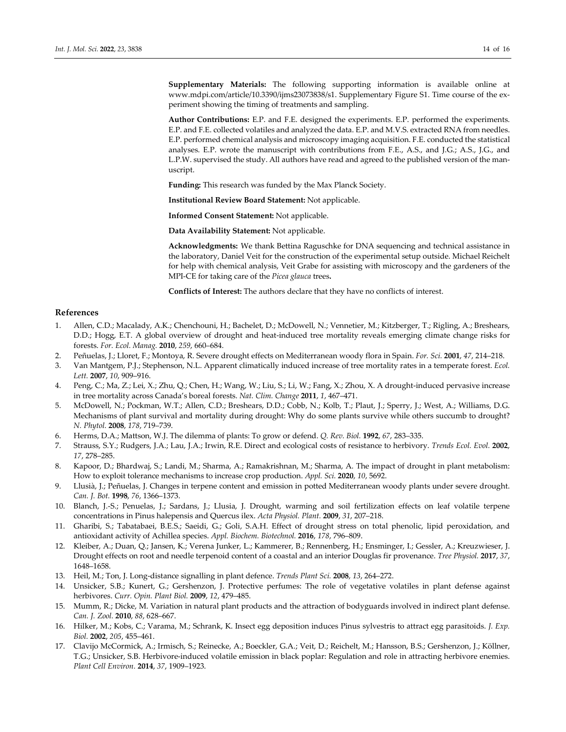**Supplementary Materials:** The following supporting information is available online at www.mdpi.com/article/10.3390/ijms23073838/s1. Supplementary Figure S1. Time course of the experiment showing the timing of treatments and sampling.

**Author Contributions:** E.P. and F.E. designed the experiments. E.P. performed the experiments. E.P. and F.E. collected volatiles and analyzed the data. E.P. and M.V.S. extracted RNA from needles. E.P. performed chemical analysis and microscopy imaging acquisition. F.E. conducted the statistical analyses. E.P. wrote the manuscript with contributions from F.E., A.S., and J.G.; A.S., J.G., and L.P.W. supervised the study. All authors have read and agreed to the published version of the manuscript.

**Funding:** This research was funded by the Max Planck Society.

**Institutional Review Board Statement:** Not applicable.

**Informed Consent Statement:** Not applicable.

**Data Availability Statement:** Not applicable.

**Acknowledgments:** We thank Bettina Raguschke for DNA sequencing and technical assistance in the laboratory, Daniel Veit for the construction of the experimental setup outside. Michael Reichelt for help with chemical analysis, Veit Grabe for assisting with microscopy and the gardeners of the MPI-CE for taking care of the *Picea glauca* trees**.**

**Conflicts of Interest:** The authors declare that they have no conflicts of interest.

## References

1. Allen, C.D.; Macalady, A.K.; Chenchouni, H.; Bachelet, D.; McDowell, N.; Vennetier, M.; Kitzberger, T.; Rigling, A.; Breshears, D.D.; Hogg, E.T. A global overview of drought and heat-induced tree mortality reveals emerging climate change risks for forests. *For. Ecol. Manag.* **2010**, *259*, 660–684.
2. Peñuelas, J.; Lloret, F.; Montoya, R. Severe drought effects on Mediterranean woody flora in Spain. *For. Sci.* **2001**, *47*, 214–218.
3. Van Mantgem, P.J.; Stephenson, N.L. Apparent climatically induced increase of tree mortality rates in a temperate forest. *Ecol. Lett.* **2007**, *10*, 909–916.
4. Peng, C.; Ma, Z.; Lei, X.; Zhu, Q.; Chen, H.; Wang, W.; Liu, S.; Li, W.; Fang, X.; Zhou, X. A drought-induced pervasive increase in tree mortality across Canada's boreal forests. *Nat. Clim. Change* **2011**, *1*, 467–471.
5. McDowell, N.; Pockman, W.T.; Allen, C.D.; Breshears, D.D.; Cobb, N.; Kolb, T.; Plaut, J.; Sperry, J.; West, A.; Williams, D.G. Mechanisms of plant survival and mortality during drought: Why do some plants survive while others succumb to drought? *N. Phytol.* **2008**, *178*, 719–739.
6. Herms, D.A.; Mattson, W.J. The dilemma of plants: To grow or defend. *Q. Rev. Biol.* **1992**, *67*, 283–335.
7. Strauss, S.Y.; Rudgers, J.A.; Lau, J.A.; Irwin, R.E. Direct and ecological costs of resistance to herbivory. *Trends Ecol. Evol.* **2002**, *17*, 278–285.
8. Kapoor, D.; Bhardwaj, S.; Landi, M.; Sharma, A.; Ramakrishnan, M.; Sharma, A. The impact of drought in plant metabolism: How to exploit tolerance mechanisms to increase crop production. *Appl. Sci.* **2020**, *10*, 5692.
9. Llusià, J.; Peñuelas, J. Changes in terpene content and emission in potted Mediterranean woody plants under severe drought. *Can. J. Bot.* **1998**, *76*, 1366–1373.
10. Blanch, J.-S.; Penuelas, J.; Sardans, J.; Llusia, J. Drought, warming and soil fertilization effects on leaf volatile terpene concentrations in Pinus halepensis and Quercus ilex. *Acta Physiol. Plant.* **2009**, *31*, 207–218.
11. Gharibi, S.; Tabatabaei, B.E.S.; Saeidi, G.; Goli, S.A.H. Effect of drought stress on total phenolic, lipid peroxidation, and antioxidant activity of Achillea species. *Appl. Biochem. Biotechnol.* **2016**, *178*, 796–809.
12. Kleiber, A.; Duan, Q.; Jansen, K.; Verena Junker, L.; Kammerer, B.; Rennenberg, H.; Ensminger, I.; Gessler, A.; Kreuzwieser, J. Drought effects on root and needle terpenoid content of a coastal and an interior Douglas fir provenance. *Tree Physiol.* **2017**, *37*, 1648–1658.
13. Heil, M.; Ton, J. Long-distance signalling in plant defence. *Trends Plant Sci.* **2008**, *13*, 264–272.
14. Unsicker, S.B.; Kunert, G.; Gershenzon, J. Protective perfumes: The role of vegetative volatiles in plant defense against herbivores. *Curr. Opin. Plant Biol.* **2009**, *12*, 479–485.
15. Mumm, R.; Dicke, M. Variation in natural plant products and the attraction of bodyguards involved in indirect plant defense. *Can. J. Zool.* **2010**, *88*, 628–667.
16. Hilker, M.; Kobs, C.; Varama, M.; Schrank, K. Insect egg deposition induces Pinus sylvestris to attract egg parasitoids. *J. Exp. Biol.* **2002**, *205*, 455–461.
17. Clavijo McCormick, A.; Irmisch, S.; Reinecke, A.; Boeckler, G.A.; Veit, D.; Reichelt, M.; Hansson, B.S.; Gershenzon, J.; Köllner, T.G.; Unsicker, S.B. Herbivore-induced volatile emission in black poplar: Regulation and role in attracting herbivore enemies. *Plant Cell Environ.* **2014**, *37*, 1909–1923.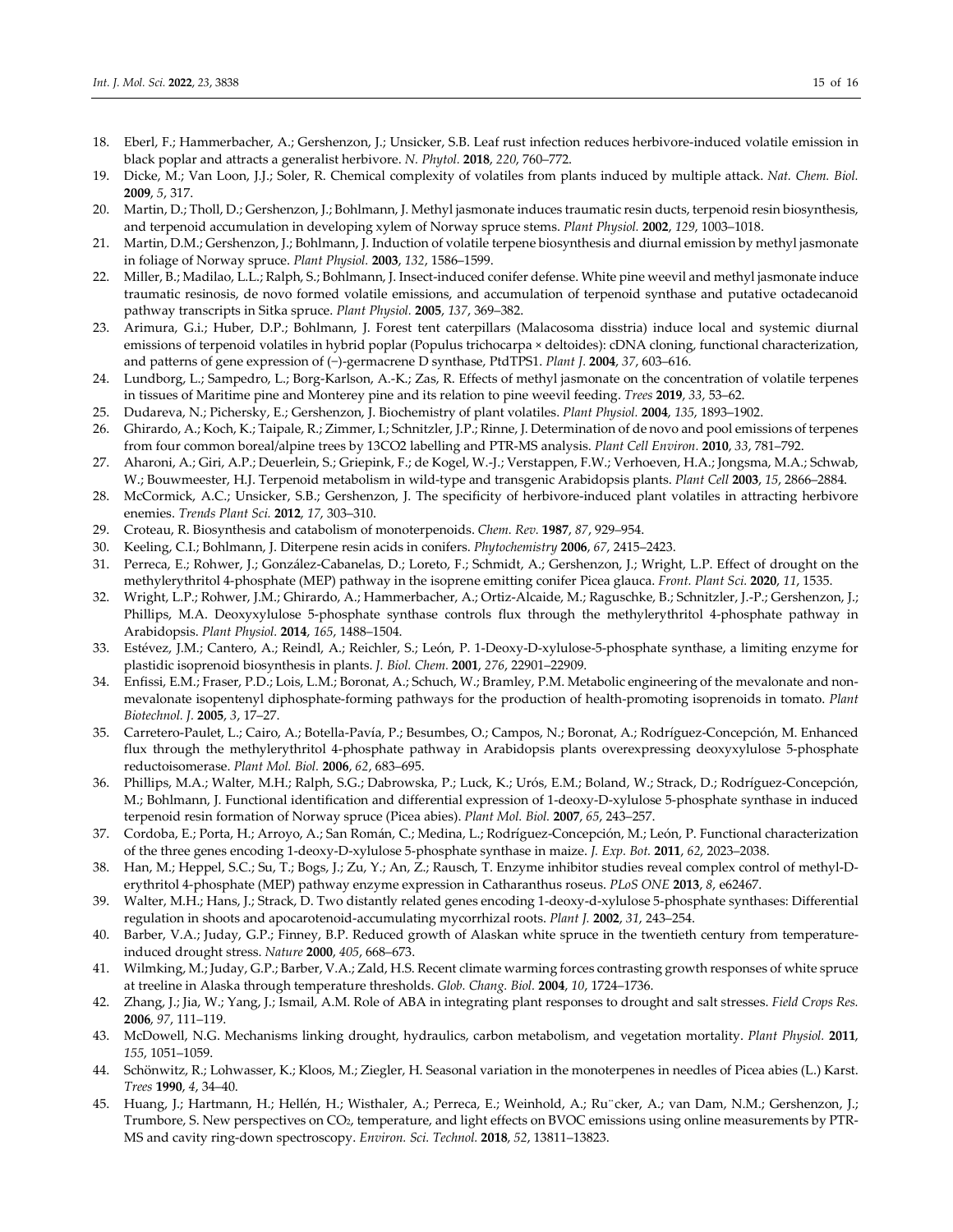18. Eberl, F.; Hammerbacher, A.; Gershenzon, J.; Unsicker, S.B. Leaf rust infection reduces herbivore-induced volatile emission in black poplar and attracts a generalist herbivore. *N. Phytol.* **2018**, *220*, 760–772.
19. Dicke, M.; Van Loon, J.J.; Soler, R. Chemical complexity of volatiles from plants induced by multiple attack. *Nat. Chem. Biol.* **2009**, *5*, 317.
20. Martin, D.; Tholl, D.; Gershenzon, J.; Bohlmann, J. Methyl jasmonate induces traumatic resin ducts, terpenoid resin biosynthesis, and terpenoid accumulation in developing xylem of Norway spruce stems. *Plant Physiol.* **2002**, *129*, 1003–1018.
21. Martin, D.M.; Gershenzon, J.; Bohlmann, J. Induction of volatile terpene biosynthesis and diurnal emission by methyl jasmonate in foliage of Norway spruce. *Plant Physiol.* **2003**, *132*, 1586–1599.
22. Miller, B.; Madilao, L.L.; Ralph, S.; Bohlmann, J. Insect-induced conifer defense. White pine weevil and methyl jasmonate induce traumatic resinosis, de novo formed volatile emissions, and accumulation of terpenoid synthase and putative octadecanoid pathway transcripts in Sitka spruce. *Plant Physiol.* **2005**, *137*, 369–382.
23. Arimura, G.i.; Huber, D.P.; Bohlmann, J. Forest tent caterpillars (Malacosoma disstria) induce local and systemic diurnal emissions of terpenoid volatiles in hybrid poplar (Populus trichocarpa × deltoides): cDNA cloning, functional characterization, and patterns of gene expression of (−)-germacrene D synthase, PtdTPS1. *Plant J.* **2004**, *37*, 603–616.
24. Lundborg, L.; Sampedro, L.; Borg-Karlson, A.-K.; Zas, R. Effects of methyl jasmonate on the concentration of volatile terpenes in tissues of Maritime pine and Monterey pine and its relation to pine weevil feeding. *Trees* **2019**, *33*, 53–62.
25. Dudareva, N.; Pichersky, E.; Gershenzon, J. Biochemistry of plant volatiles. *Plant Physiol.* **2004**, *135*, 1893–1902.
26. Ghirardo, A.; Koch, K.; Taipale, R.; Zimmer, I.; Schnitzler, J.P.; Rinne, J. Determination of de novo and pool emissions of terpenes from four common boreal/alpine trees by 13CO2 labelling and PTR-MS analysis. *Plant Cell Environ.* **2010**, *33*, 781–792.
27. Aharoni, A.; Giri, A.P.; Deuerlein, S.; Griepink, F.; de Kogel, W.-J.; Verstappen, F.W.; Verhoeven, H.A.; Jongsma, M.A.; Schwab, W.; Bouwmeester, H.J. Terpenoid metabolism in wild-type and transgenic Arabidopsis plants. *Plant Cell* **2003**, *15*, 2866–2884.
28. McCormick, A.C.; Unsicker, S.B.; Gershenzon, J. The specificity of herbivore-induced plant volatiles in attracting herbivore enemies. *Trends Plant Sci.* **2012**, *17*, 303–310.
29. Croteau, R. Biosynthesis and catabolism of monoterpenoids. *Chem. Rev.* **1987**, *87*, 929–954.
30. Keeling, C.I.; Bohlmann, J. Diterpene resin acids in conifers. *Phytochemistry* **2006**, *67*, 2415–2423.
31. Perreca, E.; Rohwer, J.; González-Cabanelas, D.; Loreto, F.; Schmidt, A.; Gershenzon, J.; Wright, L.P. Effect of drought on the methylerythritol 4-phosphate (MEP) pathway in the isoprene emitting conifer Picea glauca. *Front. Plant Sci.* **2020**, *11*, 1535.
32. Wright, L.P.; Rohwer, J.M.; Ghirardo, A.; Hammerbacher, A.; Ortiz-Alcaide, M.; Raguschke, B.; Schnitzler, J.-P.; Gershenzon, J.; Phillips, M.A. Deoxyxylulose 5-phosphate synthase controls flux through the methylerythritol 4-phosphate pathway in Arabidopsis. *Plant Physiol.* **2014**, *165*, 1488–1504.
33. Estévez, J.M.; Cantero, A.; Reindl, A.; Reichler, S.; León, P. 1-Deoxy-D-xylulose-5-phosphate synthase, a limiting enzyme for plastidic isoprenoid biosynthesis in plants. *J. Biol. Chem.* **2001**, *276*, 22901–22909.
34. Enfissi, E.M.; Fraser, P.D.; Lois, L.M.; Boronat, A.; Schuch, W.; Bramley, P.M. Metabolic engineering of the mevalonate and non-mevalonate isopentenyl diphosphate-forming pathways for the production of health-promoting isoprenoids in tomato. *Plant Biotechnol. J.* **2005**, *3*, 17–27.
35. Carretero-Paulet, L.; Cairo, A.; Botella-Pavía, P.; Besumbes, O.; Campos, N.; Boronat, A.; Rodríguez-Concepción, M. Enhanced flux through the methylerythritol 4-phosphate pathway in Arabidopsis plants overexpressing deoxyxylulose 5-phosphate reductoisomerase. *Plant Mol. Biol.* **2006**, *62*, 683–695.
36. Phillips, M.A.; Walter, M.H.; Ralph, S.G.; Dabrowska, P.; Luck, K.; Urós, E.M.; Boland, W.; Strack, D.; Rodríguez-Concepción, M.; Bohlmann, J. Functional identification and differential expression of 1-deoxy-D-xylulose 5-phosphate synthase in induced terpenoid resin formation of Norway spruce (Picea abies). *Plant Mol. Biol.* **2007**, *65*, 243–257.
37. Cordoba, E.; Porta, H.; Arroyo, A.; San Román, C.; Medina, L.; Rodríguez-Concepción, M.; León, P. Functional characterization of the three genes encoding 1-deoxy-D-xylulose 5-phosphate synthase in maize. *J. Exp. Bot.* **2011**, *62*, 2023–2038.
38. Han, M.; Heppel, S.C.; Su, T.; Bogs, J.; Zu, Y.; An, Z.; Rausch, T. Enzyme inhibitor studies reveal complex control of methyl-D-erythritol 4-phosphate (MEP) pathway enzyme expression in Catharanthus roseus. *PLoS ONE* **2013**, *8*, e62467.
39. Walter, M.H.; Hans, J.; Strack, D. Two distantly related genes encoding 1-deoxy-d-xylulose 5-phosphate synthases: Differential regulation in shoots and apocarotenoid-accumulating mycorrhizal roots. *Plant J.* **2002**, *31*, 243–254.
40. Barber, V.A.; Juday, G.P.; Finney, B.P. Reduced growth of Alaskan white spruce in the twentieth century from temperature-induced drought stress. *Nature* **2000**, *405*, 668–673.
41. Wilmking, M.; Juday, G.P.; Barber, V.A.; Zald, H.S. Recent climate warming forces contrasting growth responses of white spruce at treeline in Alaska through temperature thresholds. *Glob. Chang. Biol.* **2004**, *10*, 1724–1736.
42. Zhang, J.; Jia, W.; Yang, J.; Ismail, A.M. Role of ABA in integrating plant responses to drought and salt stresses. *Field Crops Res.* **2006**, *97*, 111–119.
43. McDowell, N.G. Mechanisms linking drought, hydraulics, carbon metabolism, and vegetation mortality. *Plant Physiol.* **2011**, *155*, 1051–1059.
44. Schönwitz, R.; Lohwasser, K.; Kloos, M.; Ziegler, H. Seasonal variation in the monoterpenes in needles of Picea abies (L.) Karst. *Trees* **1990**, *4*, 34–40.
45. Huang, J.; Hartmann, H.; Hellén, H.; Wisthaler, A.; Perreca, E.; Weinhold, A.; Ru¨cker, A.; van Dam, N.M.; Gershenzon, J.; Trumbore, S. New perspectives on $CO_2$, temperature, and light effects on BVOC emissions using online measurements by PTR-MS and cavity ring-down spectroscopy. *Environ. Sci. Technol.* **2018**, *52*, 13811–13823.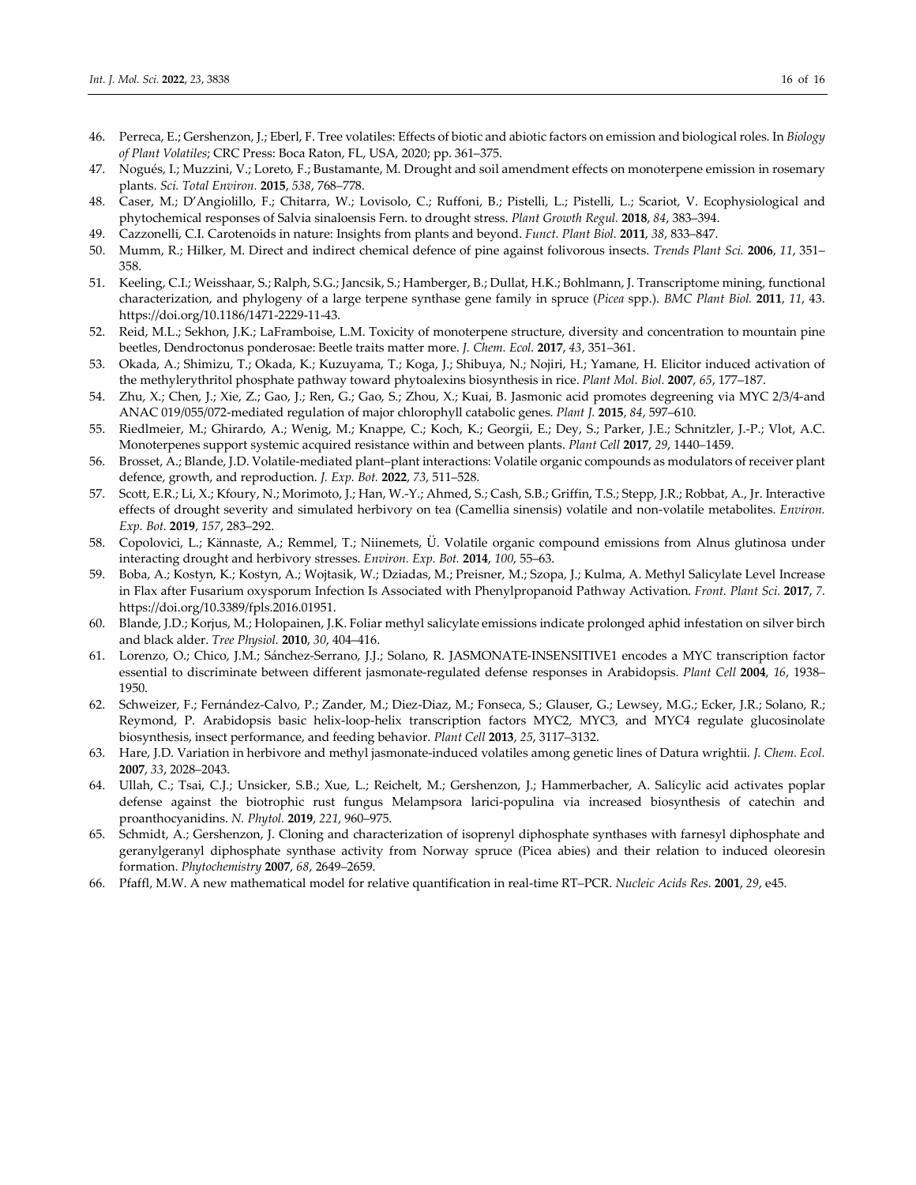46. Perreca, E.; Gershenzon, J.; Eberl, F. Tree volatiles: Effects of biotic and abiotic factors on emission and biological roles. In *Biology of Plant Volatiles*; CRC Press: Boca Raton, FL, USA, 2020; pp. 361–375.
47. Nogués, I.; Muzzini, V.; Loreto, F.; Bustamante, M. Drought and soil amendment effects on monoterpene emission in rosemary plants. *Sci. Total Environ.* **2015**, *538*, 768–778.
48. Caser, M.; D'Angiolillo, F.; Chitarra, W.; Lovisolo, C.; Ruffoni, B.; Pistelli, L.; Pistelli, L.; Scariot, V. Ecophysiological and phytochemical responses of Salvia sinaloensis Fern. to drought stress. *Plant Growth Regul.* **2018**, *84*, 383–394.
49. Cazzonelli, C.I. Carotenoids in nature: Insights from plants and beyond. *Funct. Plant Biol.* **2011**, *38*, 833–847.
50. Mumm, R.; Hilker, M. Direct and indirect chemical defence of pine against folivorous insects. *Trends Plant Sci.* **2006**, *11*, 351–358.
51. Keeling, C.I.; Weisshaar, S.; Ralph, S.G.; Jancsik, S.; Hamberger, B.; Dullat, H.K.; Bohlmann, J. Transcriptome mining, functional characterization, and phylogeny of a large terpene synthase gene family in spruce (*Picea* spp.). *BMC Plant Biol.* **2011**, *11*, 43. https://doi.org/10.1186/1471-2229-11-43.
52. Reid, M.L.; Sekhon, J.K.; LaFramboise, L.M. Toxicity of monoterpene structure, diversity and concentration to mountain pine beetles, Dendroctonus ponderosae: Beetle traits matter more. *J. Chem. Ecol.* **2017**, *43*, 351–361.
53. Okada, A.; Shimizu, T.; Okada, K.; Kuzuyama, T.; Koga, J.; Shibuya, N.; Nojiri, H.; Yamane, H. Elicitor induced activation of the methylerythritol phosphate pathway toward phytoalexins biosynthesis in rice. *Plant Mol. Biol.* **2007**, *65*, 177–187.
54. Zhu, X.; Chen, J.; Xie, Z.; Gao, J.; Ren, G.; Gao, S.; Zhou, X.; Kuai, B. Jasmonic acid promotes degreening via MYC 2/3/4-and ANAC 019/055/072-mediated regulation of major chlorophyll catabolic genes. *Plant J.* **2015**, *84*, 597–610.
55. Riedlmeier, M.; Ghirardo, A.; Wenig, M.; Knappe, C.; Koch, K.; Georgii, E.; Dey, S.; Parker, J.E.; Schnitzler, J.-P.; Vlot, A.C. Monoterpenes support systemic acquired resistance within and between plants. *Plant Cell* **2017**, *29*, 1440–1459.
56. Brosset, A.; Blande, J.D. Volatile-mediated plant–plant interactions: Volatile organic compounds as modulators of receiver plant defence, growth, and reproduction. *J. Exp. Bot.* **2022**, *73*, 511–528.
57. Scott, E.R.; Li, X.; Kfoury, N.; Morimoto, J.; Han, W.-Y.; Ahmed, S.; Cash, S.B.; Griffin, T.S.; Stepp, J.R.; Robbat, A., Jr. Interactive effects of drought severity and simulated herbivory on tea (Camellia sinensis) volatile and non-volatile metabolites. *Environ. Exp. Bot.* **2019**, *157*, 283–292.
58. Copolovici, L.; Kännaste, A.; Remmel, T.; Niinemets, Ü. Volatile organic compound emissions from Alnus glutinosa under interacting drought and herbivory stresses. *Environ. Exp. Bot.* **2014**, *100*, 55–63.
59. Boba, A.; Kostyn, K.; Kostyn, A.; Wojtasik, W.; Dziadas, M.; Preisner, M.; Szopa, J.; Kulma, A. Methyl Salicylate Level Increase in Flax after Fusarium oxysporum Infection Is Associated with Phenylpropanoid Pathway Activation. *Front. Plant Sci.* **2017**, *7*. https://doi.org/10.3389/fpls.2016.01951.
60. Blande, J.D.; Korjus, M.; Holopainen, J.K. Foliar methyl salicylate emissions indicate prolonged aphid infestation on silver birch and black alder. *Tree Physiol.* **2010**, *30*, 404–416.
61. Lorenzo, O.; Chico, J.M.; Sánchez-Serrano, J.J.; Solano, R. JASMONATE-INSENSITIVE1 encodes a MYC transcription factor essential to discriminate between different jasmonate-regulated defense responses in Arabidopsis. *Plant Cell* **2004**, *16*, 1938–1950.
62. Schweizer, F.; Fernández-Calvo, P.; Zander, M.; Diez-Diaz, M.; Fonseca, S.; Glauser, G.; Lewsey, M.G.; Ecker, J.R.; Solano, R.; Reymond, P. Arabidopsis basic helix-loop-helix transcription factors MYC2, MYC3, and MYC4 regulate glucosinolate biosynthesis, insect performance, and feeding behavior. *Plant Cell* **2013**, *25*, 3117–3132.
63. Hare, J.D. Variation in herbivore and methyl jasmonate-induced volatiles among genetic lines of Datura wrightii. *J. Chem. Ecol.* **2007**, *33*, 2028–2043.
64. Ullah, C.; Tsai, C.J.; Unsicker, S.B.; Xue, L.; Reichelt, M.; Gershenzon, J.; Hammerbacher, A. Salicylic acid activates poplar defense against the biotrophic rust fungus Melampsora larici-populina via increased biosynthesis of catechin and proanthocyanidins. *N. Phytol.* **2019**, *221*, 960–975.
65. Schmidt, A.; Gershenzon, J. Cloning and characterization of isoprenyl diphosphate synthases with farnesyl diphosphate and geranylgeranyl diphosphate synthase activity from Norway spruce (Picea abies) and their relation to induced oleoresin formation. *Phytochemistry* **2007**, *68*, 2649–2659.
66. Pfaffl, M.W. A new mathematical model for relative quantification in real-time RT–PCR. *Nucleic Acids Res.* **2001**, *29*, e45.